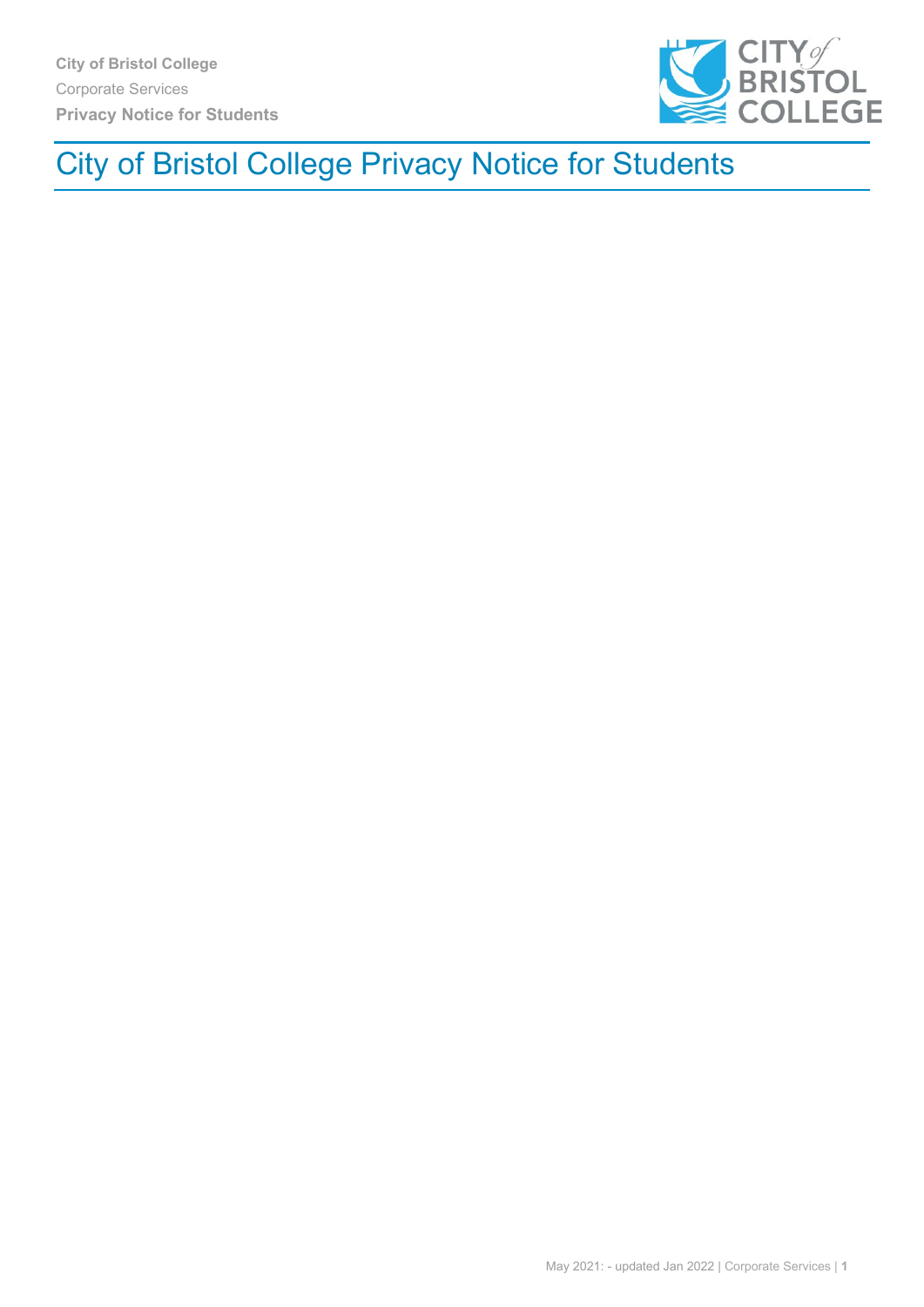# City of Bristol College Privacy Notice for Students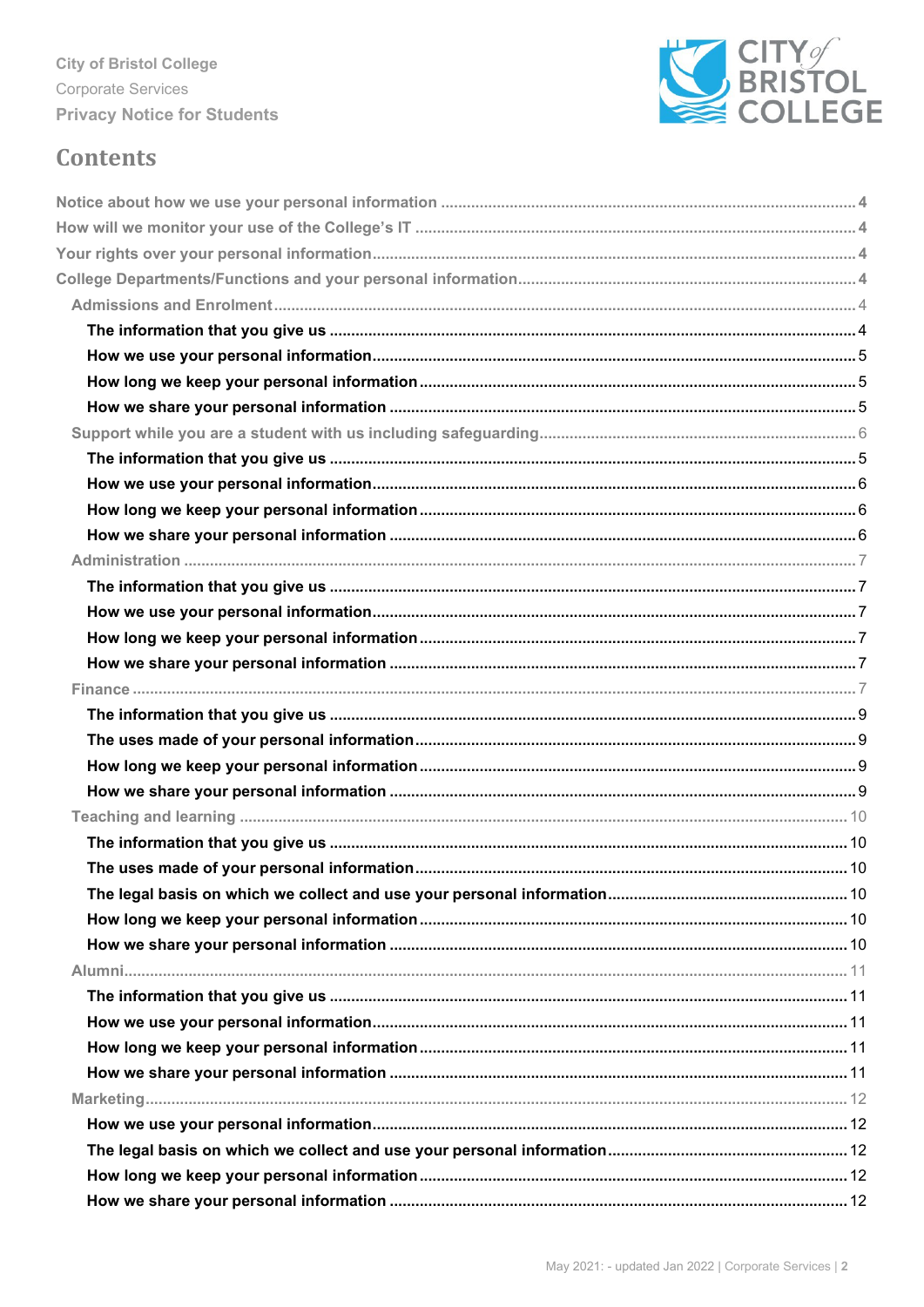City of Bristol College
Corporate Services
Privacy Notice for Students

# Contents

- Notice about how we use your personal information ... 4
- How will we monitor your use of the College's IT ... 4
- Your rights over your personal information ... 4
- College Departments/Functions and your personal information ... 4
  - Admissions and Enrolment ... 4
    - **The information that you give us** ... 4
    - **How we use your personal information** ... 5
    - **How long we keep your personal information** ... 5
    - **How we share your personal information** ... 5
  - Support while you are a student with us including safeguarding ... 6
    - **The information that you give us** ... 5
    - **How we use your personal information** ... 6
    - **How long we keep your personal information** ... 6
    - **How we share your personal information** ... 6
  - Administration ... 7
    - **The information that you give us** ... 7
    - **How we use your personal information** ... 7
    - **How long we keep your personal information** ... 7
    - **How we share your personal information** ... 7
  - Finance ... 7
    - **The information that you give us** ... 9
    - **The uses made of your personal information** ... 9
    - **How long we keep your personal information** ... 9
    - **How we share your personal information** ... 9
  - Teaching and learning ... 10
    - **The information that you give us** ... 10
    - **The uses made of your personal information** ... 10
    - **The legal basis on which we collect and use your personal information** ... 10
    - **How long we keep your personal information** ... 10
    - **How we share your personal information** ... 10
  - Alumni ... 11
    - **The information that you give us** ... 11
    - **How we use your personal information** ... 11
    - **How long we keep your personal information** ... 11
    - **How we share your personal information** ... 11
  - Marketing ... 12
    - **How we use your personal information** ... 12
    - **The legal basis on which we collect and use your personal information** ... 12
    - **How long we keep your personal information** ... 12
    - **How we share your personal information** ... 12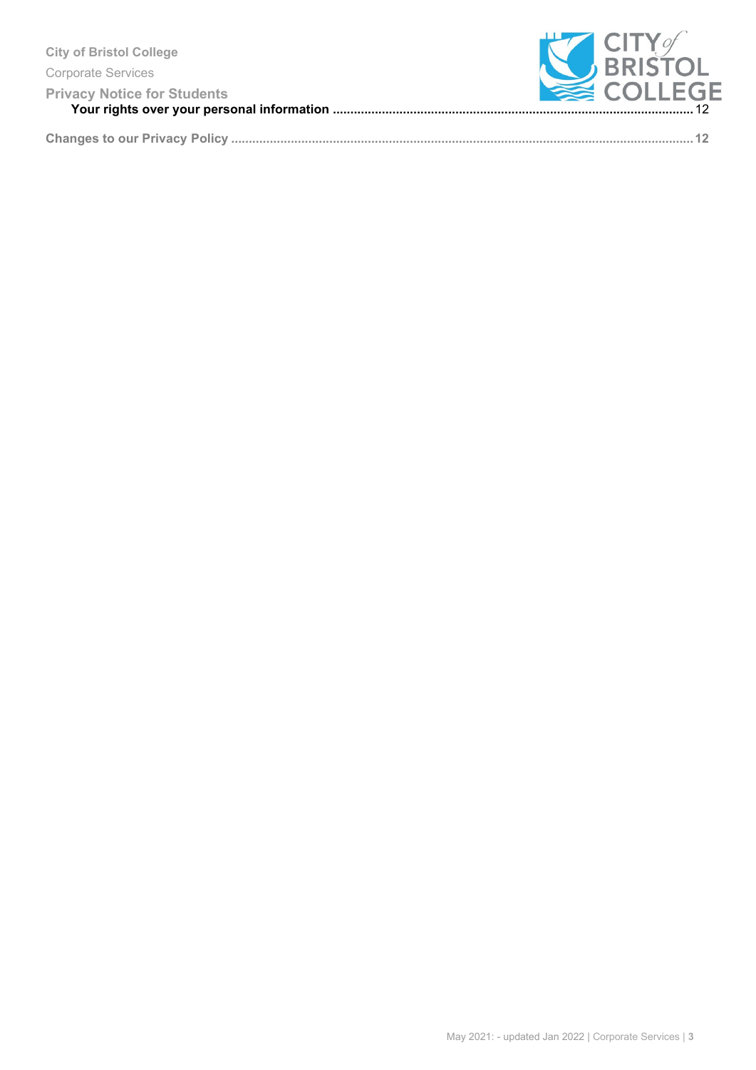Your rights over your personal information ........................................................................................................ 12

Changes to our Privacy Policy ................................................................................................................................. 12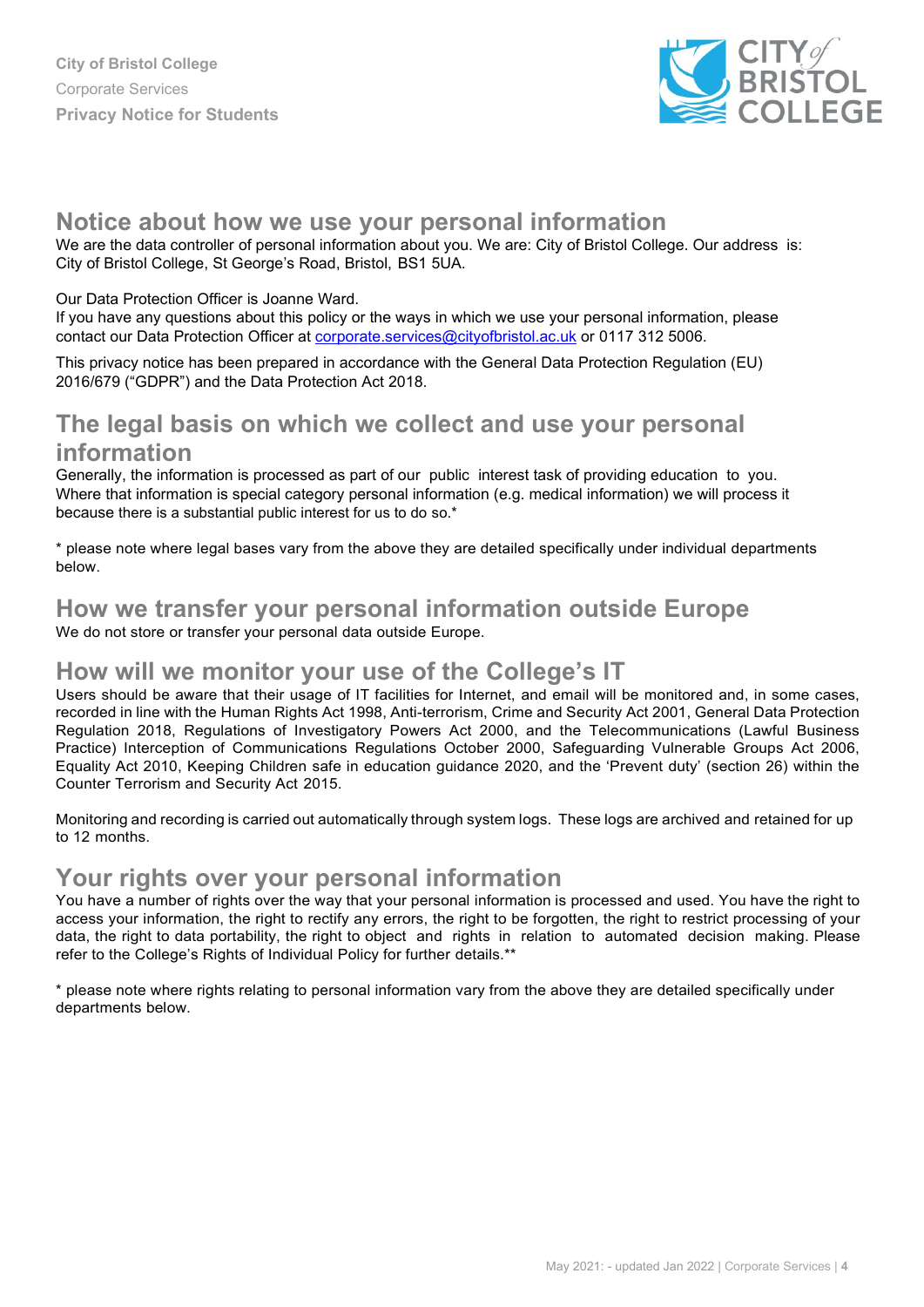City of Bristol College
Corporate Services
**Privacy Notice for Students**

## Notice about how we use your personal information

We are the data controller of personal information about you. We are: City of Bristol College. Our address is: City of Bristol College, St George's Road, Bristol, BS1 5UA.

Our Data Protection Officer is Joanne Ward.
If you have any questions about this policy or the ways in which we use your personal information, please contact our Data Protection Officer at corporate.services@cityofbristol.ac.uk or 0117 312 5006.

This privacy notice has been prepared in accordance with the General Data Protection Regulation (EU) 2016/679 ("GDPR") and the Data Protection Act 2018.

## The legal basis on which we collect and use your personal information

Generally, the information is processed as part of our public interest task of providing education to you. Where that information is special category personal information (e.g. medical information) we will process it because there is a substantial public interest for us to do so.*

* please note where legal bases vary from the above they are detailed specifically under individual departments below.

## How we transfer your personal information outside Europe

We do not store or transfer your personal data outside Europe.

## How will we monitor your use of the College's IT

Users should be aware that their usage of IT facilities for Internet, and email will be monitored and, in some cases, recorded in line with the Human Rights Act 1998, Anti-terrorism, Crime and Security Act 2001, General Data Protection Regulation 2018, Regulations of Investigatory Powers Act 2000, and the Telecommunications (Lawful Business Practice) Interception of Communications Regulations October 2000, Safeguarding Vulnerable Groups Act 2006, Equality Act 2010, Keeping Children safe in education guidance 2020, and the 'Prevent duty' (section 26) within the Counter Terrorism and Security Act 2015.

Monitoring and recording is carried out automatically through system logs. These logs are archived and retained for up to 12 months.

## Your rights over your personal information

You have a number of rights over the way that your personal information is processed and used. You have the right to access your information, the right to rectify any errors, the right to be forgotten, the right to restrict processing of your data, the right to data portability, the right to object and rights in relation to automated decision making. Please refer to the College's Rights of Individual Policy for further details.**

* please note where rights relating to personal information vary from the above they are detailed specifically under departments below.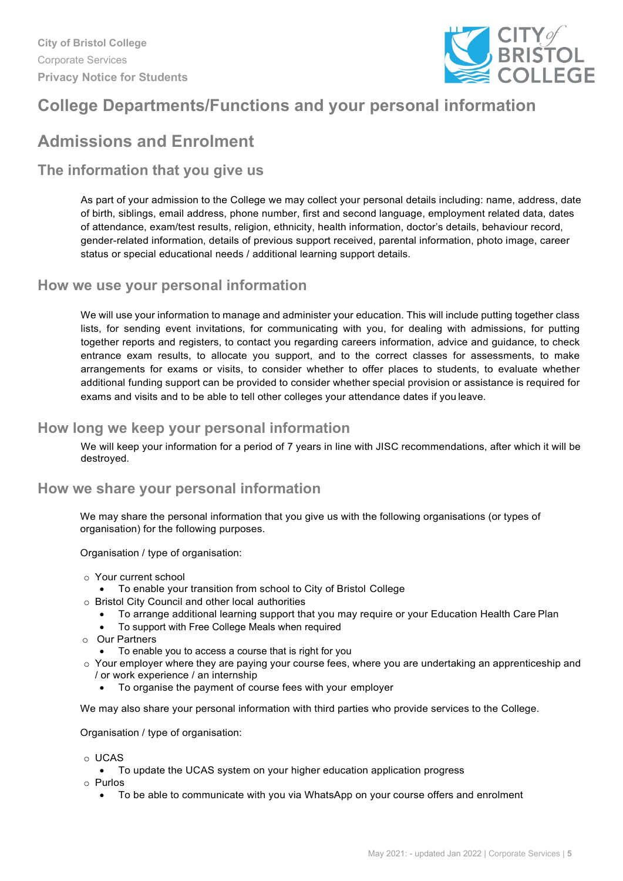# College Departments/Functions and your personal information

## Admissions and Enrolment

### The information that you give us

As part of your admission to the College we may collect your personal details including: name, address, date of birth, siblings, email address, phone number, first and second language, employment related data, dates of attendance, exam/test results, religion, ethnicity, health information, doctor's details, behaviour record, gender-related information, details of previous support received, parental information, photo image, career status or special educational needs / additional learning support details.

### How we use your personal information

We will use your information to manage and administer your education. This will include putting together class lists, for sending event invitations, for communicating with you, for dealing with admissions, for putting together reports and registers, to contact you regarding careers information, advice and guidance, to check entrance exam results, to allocate you support, and to the correct classes for assessments, to make arrangements for exams or visits, to consider whether to offer places to students, to evaluate whether additional funding support can be provided to consider whether special provision or assistance is required for exams and visits and to be able to tell other colleges your attendance dates if you leave.

### How long we keep your personal information

We will keep your information for a period of 7 years in line with JISC recommendations, after which it will be destroyed.

### How we share your personal information

We may share the personal information that you give us with the following organisations (or types of organisation) for the following purposes.

Organisation / type of organisation:

- Your current school
  - To enable your transition from school to City of Bristol College
- Bristol City Council and other local authorities
  - To arrange additional learning support that you may require or your Education Health Care Plan
  - To support with Free College Meals when required
- Our Partners
  - To enable you to access a course that is right for you
- Your employer where they are paying your course fees, where you are undertaking an apprenticeship and / or work experience / an internship
  - To organise the payment of course fees with your employer

We may also share your personal information with third parties who provide services to the College.

Organisation / type of organisation:

- UCAS
  - To update the UCAS system on your higher education application progress
- Purlos
  - To be able to communicate with you via WhatsApp on your course offers and enrolment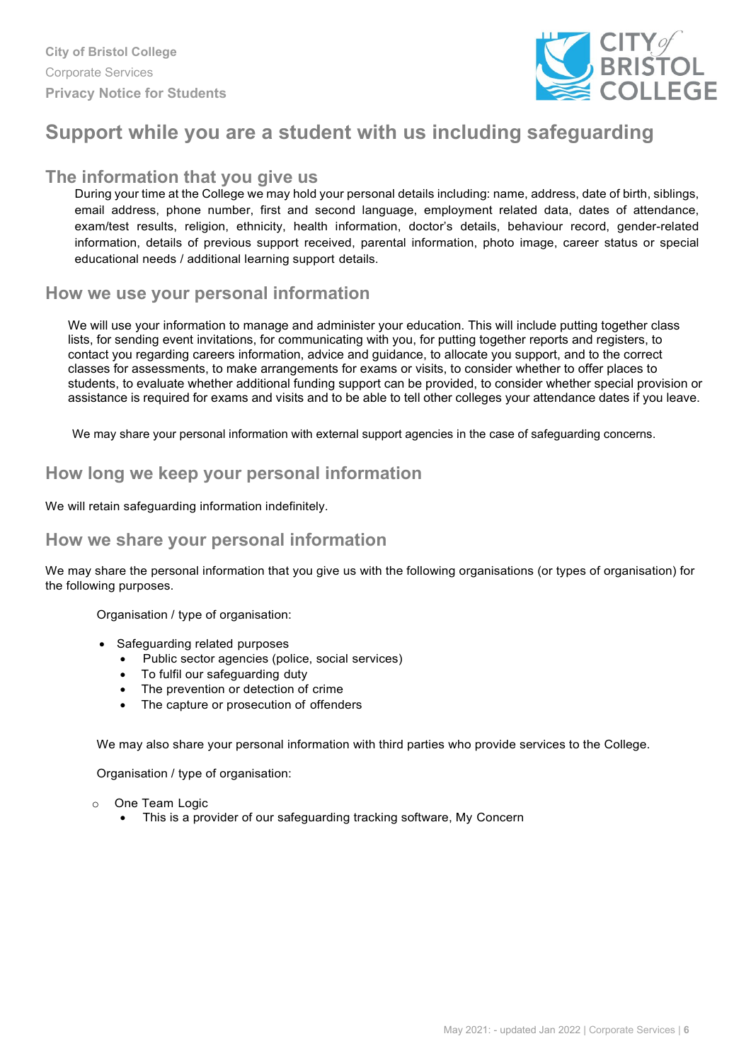# Support while you are a student with us including safeguarding

## The information that you give us

During your time at the College we may hold your personal details including: name, address, date of birth, siblings, email address, phone number, first and second language, employment related data, dates of attendance, exam/test results, religion, ethnicity, health information, doctor's details, behaviour record, gender-related information, details of previous support received, parental information, photo image, career status or special educational needs / additional learning support details.

## How we use your personal information

We will use your information to manage and administer your education. This will include putting together class lists, for sending event invitations, for communicating with you, for putting together reports and registers, to contact you regarding careers information, advice and guidance, to allocate you support, and to the correct classes for assessments, to make arrangements for exams or visits, to consider whether to offer places to students, to evaluate whether additional funding support can be provided, to consider whether special provision or assistance is required for exams and visits and to be able to tell other colleges your attendance dates if you leave.

We may share your personal information with external support agencies in the case of safeguarding concerns.

## How long we keep your personal information

We will retain safeguarding information indefinitely.

## How we share your personal information

We may share the personal information that you give us with the following organisations (or types of organisation) for the following purposes.

Organisation / type of organisation:

- Safeguarding related purposes
  - Public sector agencies (police, social services)
  - To fulfil our safeguarding duty
  - The prevention or detection of crime
  - The capture or prosecution of offenders

We may also share your personal information with third parties who provide services to the College.

Organisation / type of organisation:

- One Team Logic
  - This is a provider of our safeguarding tracking software, My Concern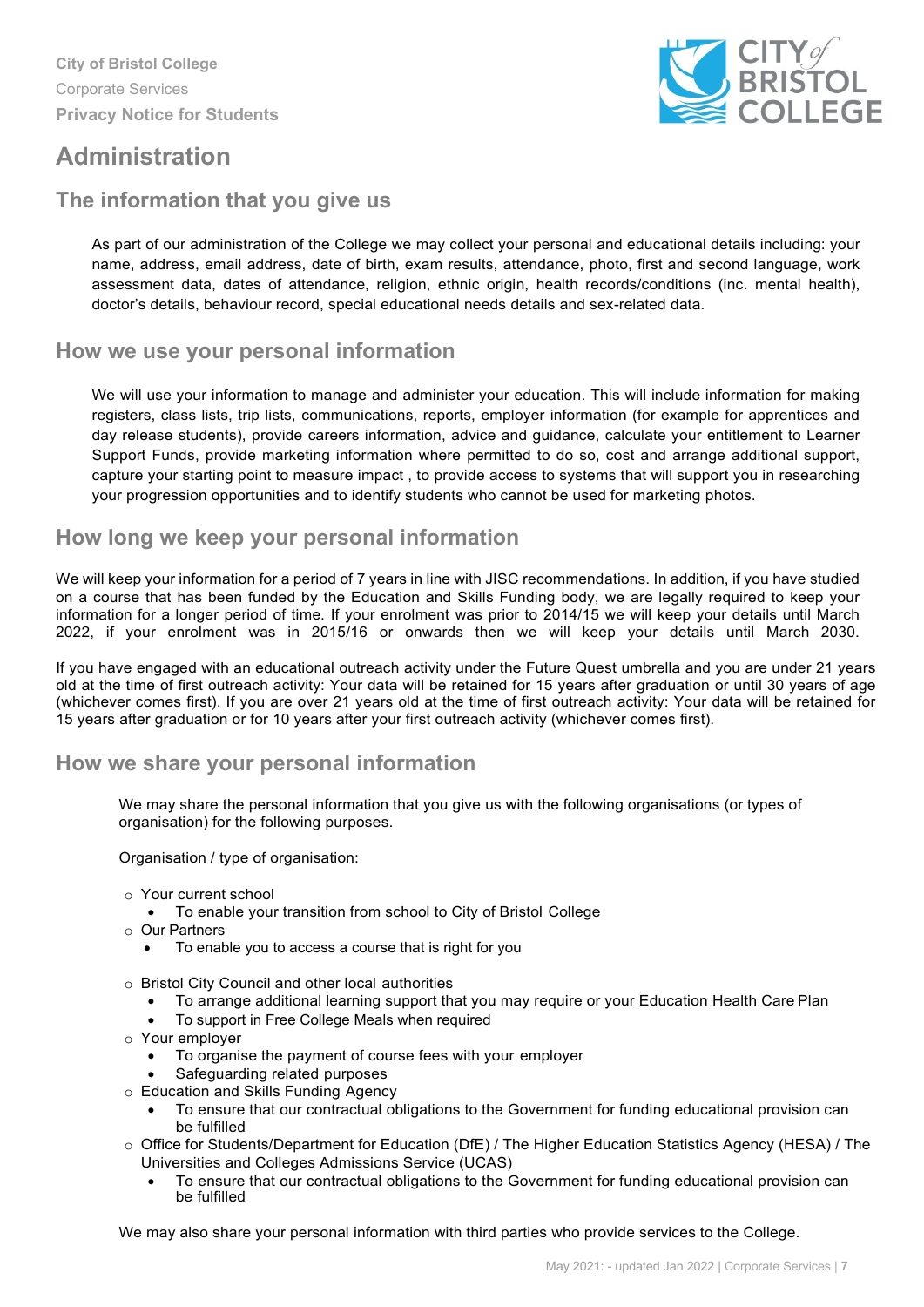# Administration

## The information that you give us

As part of our administration of the College we may collect your personal and educational details including: your name, address, email address, date of birth, exam results, attendance, photo, first and second language, work assessment data, dates of attendance, religion, ethnic origin, health records/conditions (inc. mental health), doctor's details, behaviour record, special educational needs details and sex-related data.

## How we use your personal information

We will use your information to manage and administer your education. This will include information for making registers, class lists, trip lists, communications, reports, employer information (for example for apprentices and day release students), provide careers information, advice and guidance, calculate your entitlement to Learner Support Funds, provide marketing information where permitted to do so, cost and arrange additional support, capture your starting point to measure impact , to provide access to systems that will support you in researching your progression opportunities and to identify students who cannot be used for marketing photos.

## How long we keep your personal information

We will keep your information for a period of 7 years in line with JISC recommendations. In addition, if you have studied on a course that has been funded by the Education and Skills Funding body, we are legally required to keep your information for a longer period of time. If your enrolment was prior to 2014/15 we will keep your details until March 2022, if your enrolment was in 2015/16 or onwards then we will keep your details until March 2030.

If you have engaged with an educational outreach activity under the Future Quest umbrella and you are under 21 years old at the time of first outreach activity: Your data will be retained for 15 years after graduation or until 30 years of age (whichever comes first). If you are over 21 years old at the time of first outreach activity: Your data will be retained for 15 years after graduation or for 10 years after your first outreach activity (whichever comes first).

## How we share your personal information

We may share the personal information that you give us with the following organisations (or types of organisation) for the following purposes.

Organisation / type of organisation:

- Your current school
  - To enable your transition from school to City of Bristol College
- Our Partners
  - To enable you to access a course that is right for you
- Bristol City Council and other local authorities
  - To arrange additional learning support that you may require or your Education Health Care Plan
  - To support in Free College Meals when required
- Your employer
  - To organise the payment of course fees with your employer
  - Safeguarding related purposes
- Education and Skills Funding Agency
  - To ensure that our contractual obligations to the Government for funding educational provision can be fulfilled
- Office for Students/Department for Education (DfE) / The Higher Education Statistics Agency (HESA) / The Universities and Colleges Admissions Service (UCAS)
  - To ensure that our contractual obligations to the Government for funding educational provision can be fulfilled

We may also share your personal information with third parties who provide services to the College.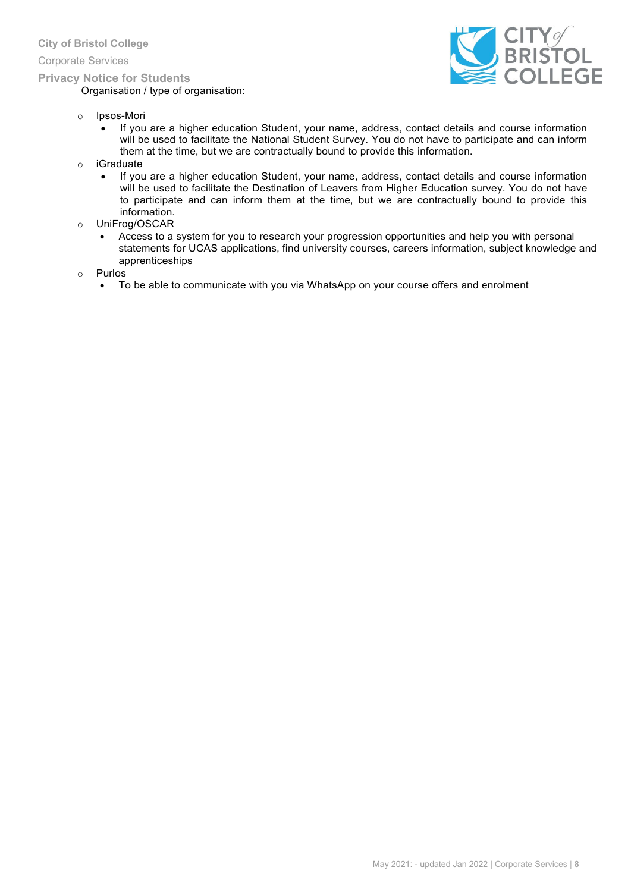Organisation / type of organisation:

- Ipsos-Mori
  - If you are a higher education Student, your name, address, contact details and course information will be used to facilitate the National Student Survey. You do not have to participate and can inform them at the time, but we are contractually bound to provide this information.
- iGraduate
  - If you are a higher education Student, your name, address, contact details and course information will be used to facilitate the Destination of Leavers from Higher Education survey. You do not have to participate and can inform them at the time, but we are contractually bound to provide this information.
- UniFrog/OSCAR
  - Access to a system for you to research your progression opportunities and help you with personal statements for UCAS applications, find university courses, careers information, subject knowledge and apprenticeships
- Purlos
  - To be able to communicate with you via WhatsApp on your course offers and enrolment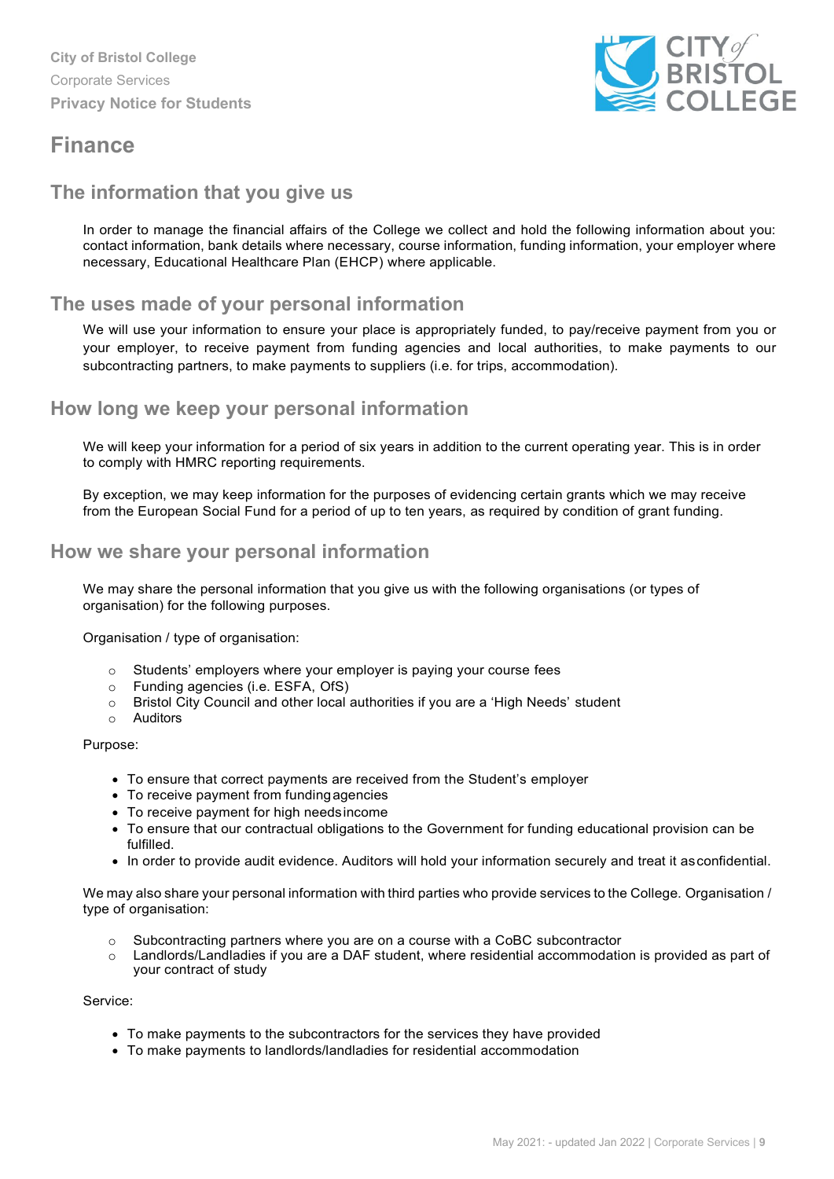# Finance

## The information that you give us

In order to manage the financial affairs of the College we collect and hold the following information about you: contact information, bank details where necessary, course information, funding information, your employer where necessary, Educational Healthcare Plan (EHCP) where applicable.

## The uses made of your personal information

We will use your information to ensure your place is appropriately funded, to pay/receive payment from you or your employer, to receive payment from funding agencies and local authorities, to make payments to our subcontracting partners, to make payments to suppliers (i.e. for trips, accommodation).

## How long we keep your personal information

We will keep your information for a period of six years in addition to the current operating year. This is in order to comply with HMRC reporting requirements.

By exception, we may keep information for the purposes of evidencing certain grants which we may receive from the European Social Fund for a period of up to ten years, as required by condition of grant funding.

## How we share your personal information

We may share the personal information that you give us with the following organisations (or types of organisation) for the following purposes.

Organisation / type of organisation:

- Students' employers where your employer is paying your course fees
- Funding agencies (i.e. ESFA, OfS)
- Bristol City Council and other local authorities if you are a 'High Needs' student
- Auditors

Purpose:

- To ensure that correct payments are received from the Student's employer
- To receive payment from funding agencies
- To receive payment for high needs income
- To ensure that our contractual obligations to the Government for funding educational provision can be fulfilled.
- In order to provide audit evidence. Auditors will hold your information securely and treat it as confidential.

We may also share your personal information with third parties who provide services to the College. Organisation / type of organisation:

- Subcontracting partners where you are on a course with a CoBC subcontractor
- Landlords/Landladies if you are a DAF student, where residential accommodation is provided as part of your contract of study

Service:

- To make payments to the subcontractors for the services they have provided
- To make payments to landlords/landladies for residential accommodation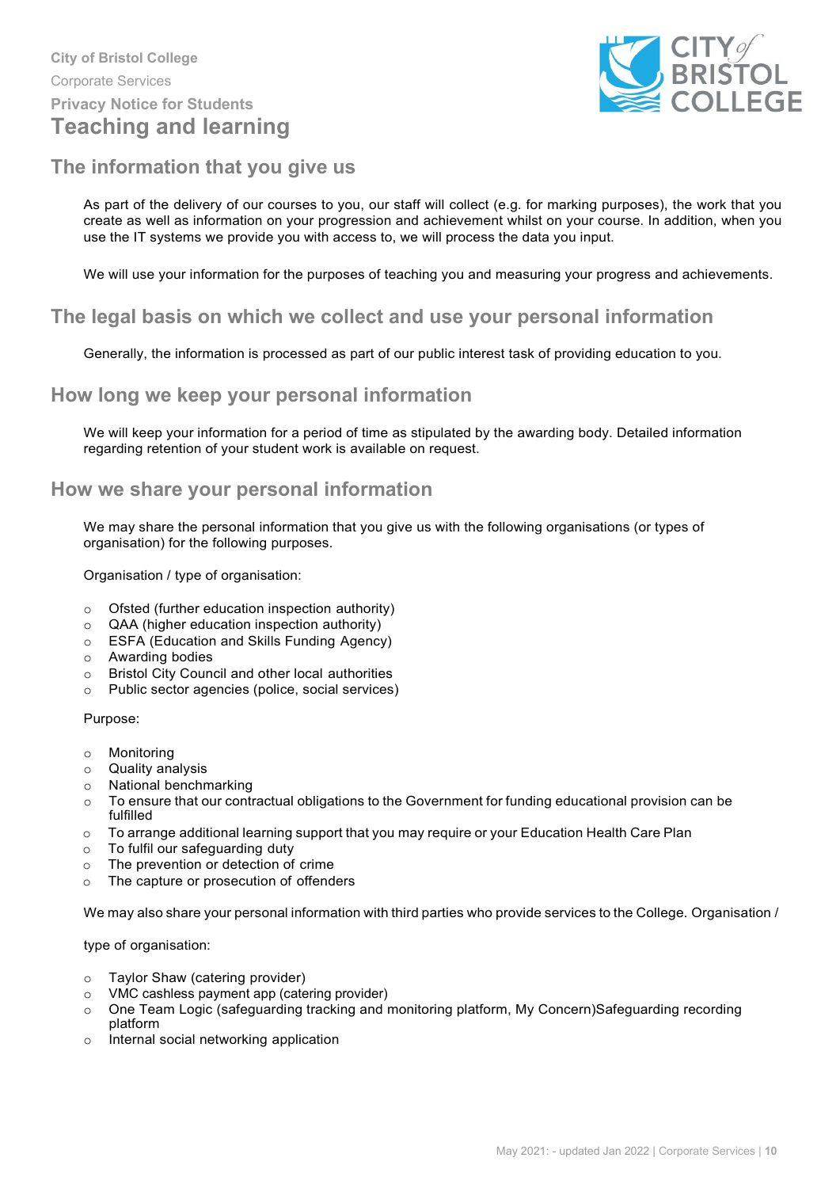## Teaching and learning

### The information that you give us

As part of the delivery of our courses to you, our staff will collect (e.g. for marking purposes), the work that you create as well as information on your progression and achievement whilst on your course. In addition, when you use the IT systems we provide you with access to, we will process the data you input.

We will use your information for the purposes of teaching you and measuring your progress and achievements.

### The legal basis on which we collect and use your personal information

Generally, the information is processed as part of our public interest task of providing education to you.

### How long we keep your personal information

We will keep your information for a period of time as stipulated by the awarding body. Detailed information regarding retention of your student work is available on request.

### How we share your personal information

We may share the personal information that you give us with the following organisations (or types of organisation) for the following purposes.

Organisation / type of organisation:

- Ofsted (further education inspection authority)
- QAA (higher education inspection authority)
- ESFA (Education and Skills Funding Agency)
- Awarding bodies
- Bristol City Council and other local authorities
- Public sector agencies (police, social services)

Purpose:

- Monitoring
- Quality analysis
- National benchmarking
- To ensure that our contractual obligations to the Government for funding educational provision can be fulfilled
- To arrange additional learning support that you may require or your Education Health Care Plan
- To fulfil our safeguarding duty
- The prevention or detection of crime
- The capture or prosecution of offenders

We may also share your personal information with third parties who provide services to the College. Organisation /

type of organisation:

- Taylor Shaw (catering provider)
- VMC cashless payment app (catering provider)
- One Team Logic (safeguarding tracking and monitoring platform, My Concern)Safeguarding recording platform
- Internal social networking application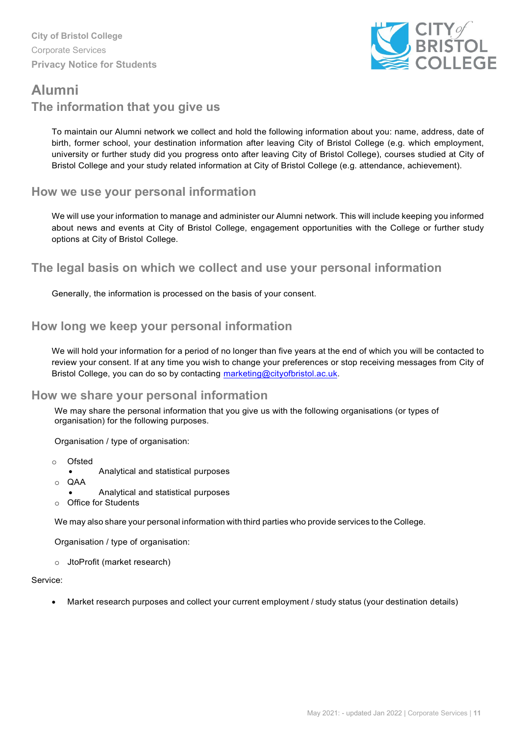# Alumni

## The information that you give us

To maintain our Alumni network we collect and hold the following information about you: name, address, date of birth, former school, your destination information after leaving City of Bristol College (e.g. which employment, university or further study did you progress onto after leaving City of Bristol College), courses studied at City of Bristol College and your study related information at City of Bristol College (e.g. attendance, achievement).

## How we use your personal information

We will use your information to manage and administer our Alumni network. This will include keeping you informed about news and events at City of Bristol College, engagement opportunities with the College or further study options at City of Bristol College.

## The legal basis on which we collect and use your personal information

Generally, the information is processed on the basis of your consent.

## How long we keep your personal information

We will hold your information for a period of no longer than five years at the end of which you will be contacted to review your consent. If at any time you wish to change your preferences or stop receiving messages from City of Bristol College, you can do so by contacting marketing@cityofbristol.ac.uk.

## How we share your personal information

We may share the personal information that you give us with the following organisations (or types of organisation) for the following purposes.

Organisation / type of organisation:

- Ofsted
  - Analytical and statistical purposes
- QAA
  - Analytical and statistical purposes
- Office for Students

We may also share your personal information with third parties who provide services to the College.

Organisation / type of organisation:

- JtoProfit (market research)

Service:

- Market research purposes and collect your current employment / study status (your destination details)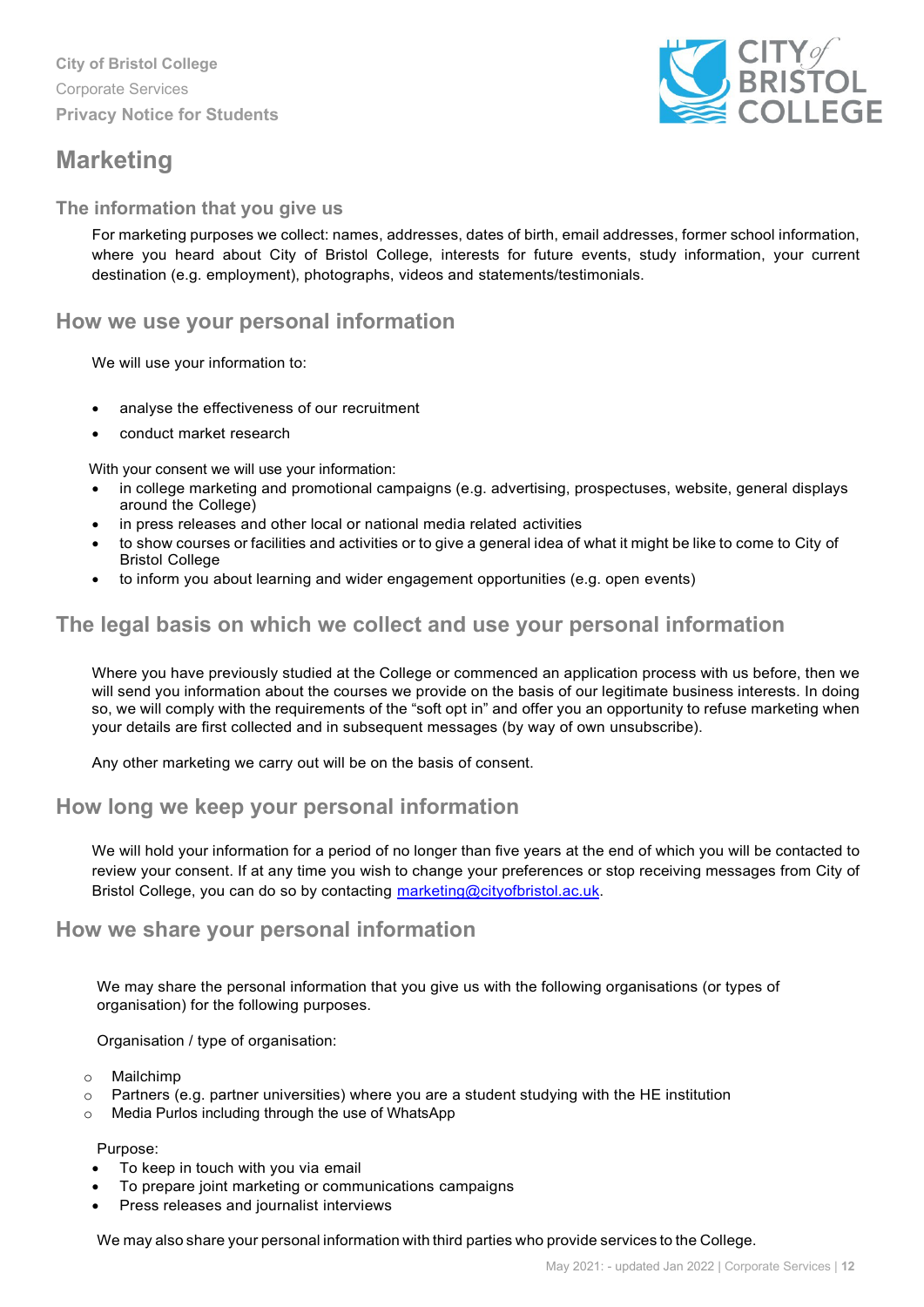# Marketing

## The information that you give us

For marketing purposes we collect: names, addresses, dates of birth, email addresses, former school information, where you heard about City of Bristol College, interests for future events, study information, your current destination (e.g. employment), photographs, videos and statements/testimonials.

## How we use your personal information

We will use your information to:

- analyse the effectiveness of our recruitment
- conduct market research

With your consent we will use your information:

- in college marketing and promotional campaigns (e.g. advertising, prospectuses, website, general displays around the College)
- in press releases and other local or national media related activities
- to show courses or facilities and activities or to give a general idea of what it might be like to come to City of Bristol College
- to inform you about learning and wider engagement opportunities (e.g. open events)

## The legal basis on which we collect and use your personal information

Where you have previously studied at the College or commenced an application process with us before, then we will send you information about the courses we provide on the basis of our legitimate business interests. In doing so, we will comply with the requirements of the "soft opt in" and offer you an opportunity to refuse marketing when your details are first collected and in subsequent messages (by way of own unsubscribe).

Any other marketing we carry out will be on the basis of consent.

## How long we keep your personal information

We will hold your information for a period of no longer than five years at the end of which you will be contacted to review your consent. If at any time you wish to change your preferences or stop receiving messages from City of Bristol College, you can do so by contacting marketing@cityofbristol.ac.uk.

## How we share your personal information

We may share the personal information that you give us with the following organisations (or types of organisation) for the following purposes.

Organisation / type of organisation:

- Mailchimp
- Partners (e.g. partner universities) where you are a student studying with the HE institution
- Media Purlos including through the use of WhatsApp

Purpose:

- To keep in touch with you via email
- To prepare joint marketing or communications campaigns
- Press releases and journalist interviews

We may also share your personal information with third parties who provide services to the College.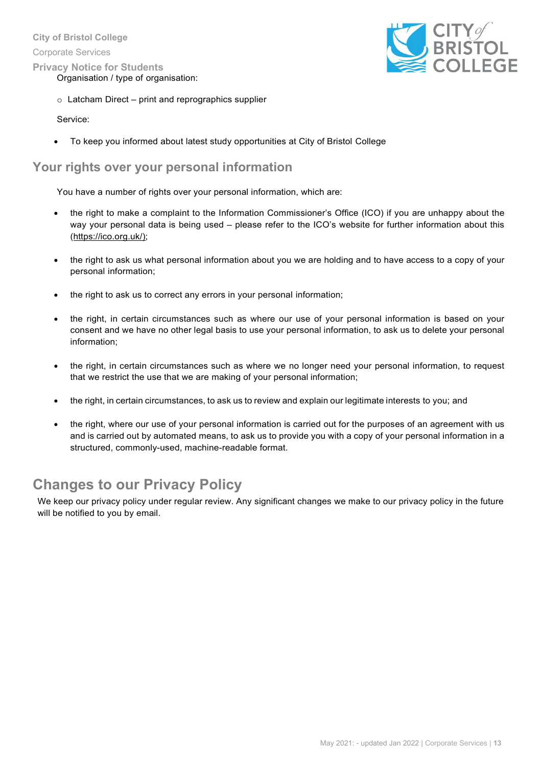Organisation / type of organisation:

- Latcham Direct – print and reprographics supplier

Service:

- To keep you informed about latest study opportunities at City of Bristol College

## Your rights over your personal information

You have a number of rights over your personal information, which are:

- the right to make a complaint to the Information Commissioner's Office (ICO) if you are unhappy about the way your personal data is being used – please refer to the ICO's website for further information about this (https://ico.org.uk/);
- the right to ask us what personal information about you we are holding and to have access to a copy of your personal information;
- the right to ask us to correct any errors in your personal information;
- the right, in certain circumstances such as where our use of your personal information is based on your consent and we have no other legal basis to use your personal information, to ask us to delete your personal information;
- the right, in certain circumstances such as where we no longer need your personal information, to request that we restrict the use that we are making of your personal information;
- the right, in certain circumstances, to ask us to review and explain our legitimate interests to you; and
- the right, where our use of your personal information is carried out for the purposes of an agreement with us and is carried out by automated means, to ask us to provide you with a copy of your personal information in a structured, commonly-used, machine-readable format.

## Changes to our Privacy Policy

We keep our privacy policy under regular review. Any significant changes we make to our privacy policy in the future will be notified to you by email.